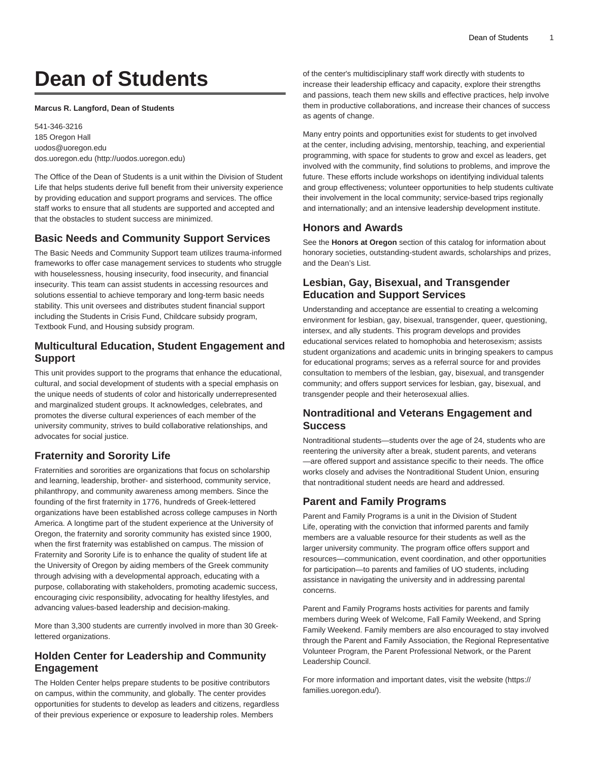# Dean of Students

**Marcus R. Langford, Dean of Students**

541-346-3216
185 Oregon Hall
uodos@uoregon.edu
dos.uoregon.edu (http://uodos.uoregon.edu)

The Office of the Dean of Students is a unit within the Division of Student Life that helps students derive full benefit from their university experience by providing education and support programs and services. The office staff works to ensure that all students are supported and accepted and that the obstacles to student success are minimized.

## Basic Needs and Community Support Services

The Basic Needs and Community Support team utilizes trauma-informed frameworks to offer case management services to students who struggle with houselessness, housing insecurity, food insecurity, and financial insecurity. This team can assist students in accessing resources and solutions essential to achieve temporary and long-term basic needs stability. This unit oversees and distributes student financial support including the Students in Crisis Fund, Childcare subsidy program, Textbook Fund, and Housing subsidy program.

## Multicultural Education, Student Engagement and Support

This unit provides support to the programs that enhance the educational, cultural, and social development of students with a special emphasis on the unique needs of students of color and historically underrepresented and marginalized student groups. It acknowledges, celebrates, and promotes the diverse cultural experiences of each member of the university community, strives to build collaborative relationships, and advocates for social justice.

## Fraternity and Sorority Life

Fraternities and sororities are organizations that focus on scholarship and learning, leadership, brother- and sisterhood, community service, philanthropy, and community awareness among members. Since the founding of the first fraternity in 1776, hundreds of Greek-lettered organizations have been established across college campuses in North America. A longtime part of the student experience at the University of Oregon, the fraternity and sorority community has existed since 1900, when the first fraternity was established on campus. The mission of Fraternity and Sorority Life is to enhance the quality of student life at the University of Oregon by aiding members of the Greek community through advising with a developmental approach, educating with a purpose, collaborating with stakeholders, promoting academic success, encouraging civic responsibility, advocating for healthy lifestyles, and advancing values-based leadership and decision-making.

More than 3,300 students are currently involved in more than 30 Greek-lettered organizations.

## Holden Center for Leadership and Community Engagement

The Holden Center helps prepare students to be positive contributors on campus, within the community, and globally. The center provides opportunities for students to develop as leaders and citizens, regardless of their previous experience or exposure to leadership roles. Members of the center's multidisciplinary staff work directly with students to increase their leadership efficacy and capacity, explore their strengths and passions, teach them new skills and effective practices, help involve them in productive collaborations, and increase their chances of success as agents of change.

Many entry points and opportunities exist for students to get involved at the center, including advising, mentorship, teaching, and experiential programming, with space for students to grow and excel as leaders, get involved with the community, find solutions to problems, and improve the future. These efforts include workshops on identifying individual talents and group effectiveness; volunteer opportunities to help students cultivate their involvement in the local community; service-based trips regionally and internationally; and an intensive leadership development institute.

## Honors and Awards

See the **Honors at Oregon** section of this catalog for information about honorary societies, outstanding-student awards, scholarships and prizes, and the Dean's List.

## Lesbian, Gay, Bisexual, and Transgender Education and Support Services

Understanding and acceptance are essential to creating a welcoming environment for lesbian, gay, bisexual, transgender, queer, questioning, intersex, and ally students. This program develops and provides educational services related to homophobia and heterosexism; assists student organizations and academic units in bringing speakers to campus for educational programs; serves as a referral source for and provides consultation to members of the lesbian, gay, bisexual, and transgender community; and offers support services for lesbian, gay, bisexual, and transgender people and their heterosexual allies.

## Nontraditional and Veterans Engagement and Success

Nontraditional students—students over the age of 24, students who are reentering the university after a break, student parents, and veterans—are offered support and assistance specific to their needs. The office works closely and advises the Nontraditional Student Union, ensuring that nontraditional student needs are heard and addressed.

## Parent and Family Programs

Parent and Family Programs is a unit in the Division of Student Life, operating with the conviction that informed parents and family members are a valuable resource for their students as well as the larger university community. The program office offers support and resources—communication, event coordination, and other opportunities for participation—to parents and families of UO students, including assistance in navigating the university and in addressing parental concerns.

Parent and Family Programs hosts activities for parents and family members during Week of Welcome, Fall Family Weekend, and Spring Family Weekend. Family members are also encouraged to stay involved through the Parent and Family Association, the Regional Representative Volunteer Program, the Parent Professional Network, or the Parent Leadership Council.

For more information and important dates, visit the website (https://families.uoregon.edu/).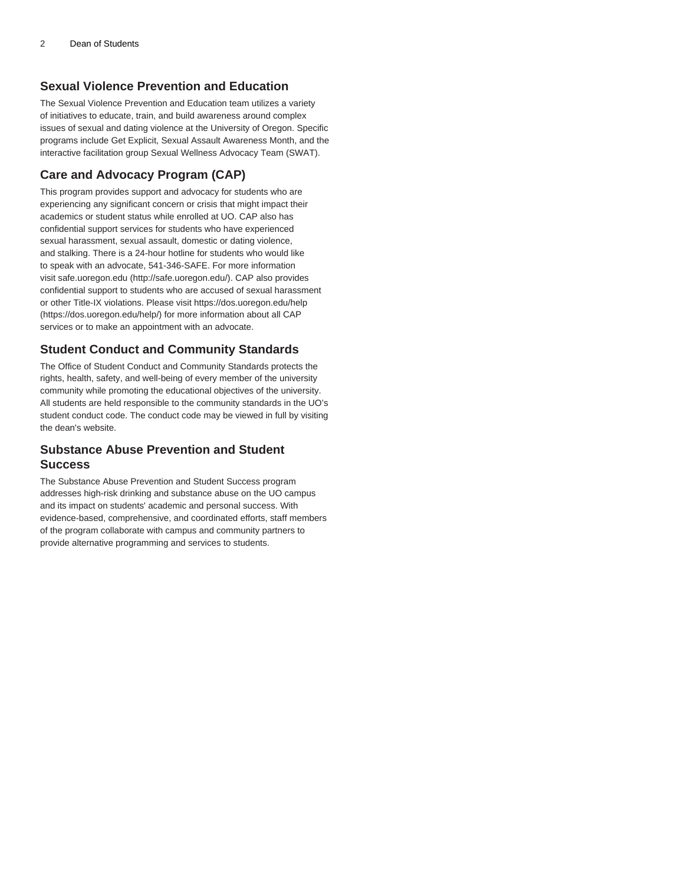## Sexual Violence Prevention and Education

The Sexual Violence Prevention and Education team utilizes a variety of initiatives to educate, train, and build awareness around complex issues of sexual and dating violence at the University of Oregon. Specific programs include Get Explicit, Sexual Assault Awareness Month, and the interactive facilitation group Sexual Wellness Advocacy Team (SWAT).

## Care and Advocacy Program (CAP)

This program provides support and advocacy for students who are experiencing any significant concern or crisis that might impact their academics or student status while enrolled at UO. CAP also has confidential support services for students who have experienced sexual harassment, sexual assault, domestic or dating violence, and stalking. There is a 24-hour hotline for students who would like to speak with an advocate, 541-346-SAFE. For more information visit safe.uoregon.edu (http://safe.uoregon.edu/). CAP also provides confidential support to students who are accused of sexual harassment or other Title-IX violations. Please visit https://dos.uoregon.edu/help (https://dos.uoregon.edu/help/) for more information about all CAP services or to make an appointment with an advocate.

## Student Conduct and Community Standards

The Office of Student Conduct and Community Standards protects the rights, health, safety, and well-being of every member of the university community while promoting the educational objectives of the university. All students are held responsible to the community standards in the UO's student conduct code. The conduct code may be viewed in full by visiting the dean's website.

## Substance Abuse Prevention and Student Success

The Substance Abuse Prevention and Student Success program addresses high-risk drinking and substance abuse on the UO campus and its impact on students' academic and personal success. With evidence-based, comprehensive, and coordinated efforts, staff members of the program collaborate with campus and community partners to provide alternative programming and services to students.